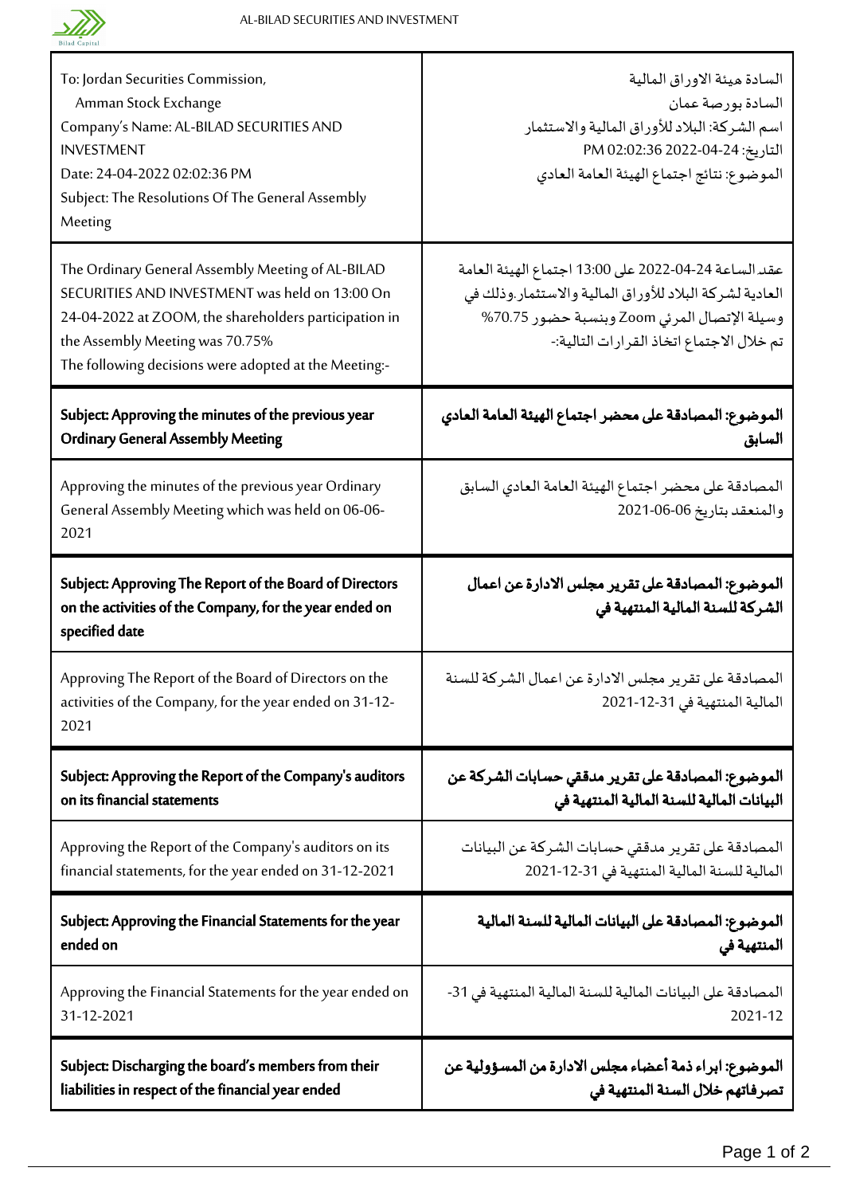| To: Jordan Securities Commission,<br>Amman Stock Exchange<br>Company's Name: AL-BILAD SECURITIES AND INVESTMENT<br>Date: 24-04-2022 02:02:36 PM<br>Subject: The Resolutions Of The General Assembly Meeting | السادة هيئة الاوراق المالية<br>السادة بورصة عمان<br>اسم الشركة: البلاد للأوراق المالية والاستثمار<br>التاريخ: 24-04-2022 02:02:36 PM<br>الموضوع: نتائج اجتماع الهيئة العامة العادي |
|---|---|
| The Ordinary General Assembly Meeting of AL-BILAD SECURITIES AND INVESTMENT was held on 13:00 On 24-04-2022 at ZOOM, the shareholders participation in the Assembly Meeting was 70.75%<br>The following decisions were adopted at the Meeting:- | عقد الساعة 13:00 على 24-04-2022 اجتماع الهيئة العامة العادية لشركة البلاد للأوراق المالية والاستثمار.وذلك في وسيلة الإتصال المرئي Zoom وبنسبة حضور 70.75%<br>تم خلال الاجتماع اتخاذ القرارات التالية:- |
| **Subject: Approving the minutes of the previous year Ordinary General Assembly Meeting** | **الموضوع: المصادقة على محضر اجتماع الهيئة العامة العادي السابق** |
| Approving the minutes of the previous year Ordinary General Assembly Meeting which was held on 06-06-2021 | المصادقة على محضر اجتماع الهيئة العامة العادي السابق والمنعقد بتاريخ 06-06-2021 |
| **Subject: Approving The Report of the Board of Directors on the activities of the Company, for the year ended on specified date** | **الموضوع: المصادقة على تقرير مجلس الادارة عن اعمال الشركة للسنة المالية المنتهية في** |
| Approving The Report of the Board of Directors on the activities of the Company, for the year ended on 31-12-2021 | المصادقة على تقرير مجلس الادارة عن اعمال الشركة للسنة المالية المنتهية في 31-12-2021 |
| **Subject: Approving the Report of the Company's auditors on its financial statements** | **الموضوع: المصادقة على تقرير مدققي حسابات الشركة عن البيانات المالية للسنة المالية المنتهية في** |
| Approving the Report of the Company's auditors on its financial statements, for the year ended on 31-12-2021 | المصادقة على تقرير مدققي حسابات الشركة عن البيانات المالية للسنة المالية المنتهية في 31-12-2021 |
| **Subject: Approving the Financial Statements for the year ended on** | **الموضوع: المصادقة على البيانات المالية للسنة المالية المنتهية في** |
| Approving the Financial Statements for the year ended on 31-12-2021 | المصادقة على البيانات المالية للسنة المالية المنتهية في 31-12-2021 |
| **Subject: Discharging the board's members from their liabilities in respect of the financial year ended** | **الموضوع: ابراء ذمة أعضاء مجلس الادارة من المسؤولية عن تصرفاتهم خلال السنة المنتهية في** |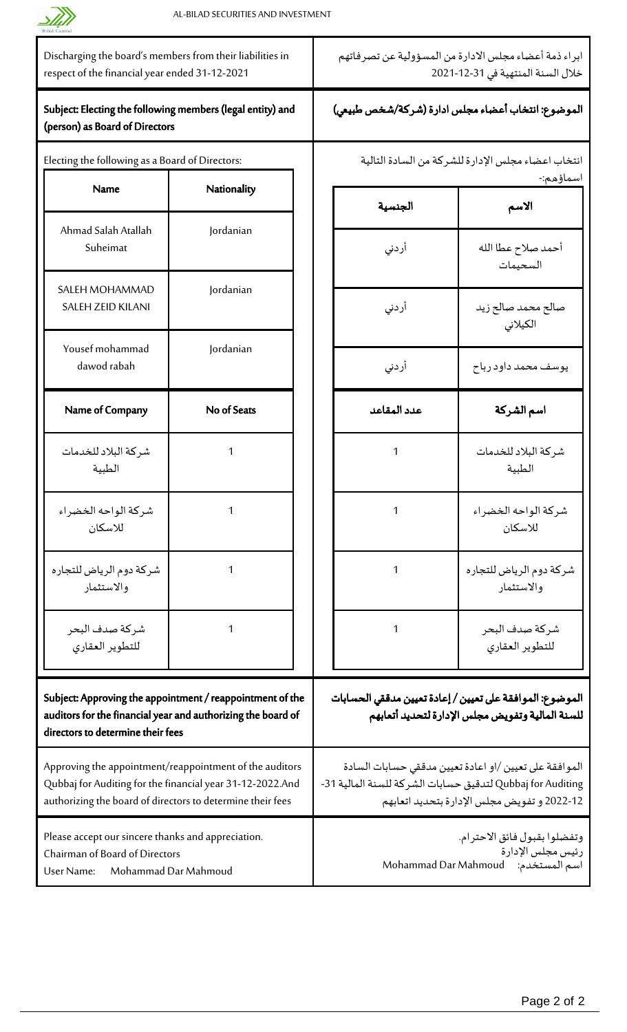| Discharging the board's members from their liabilities in respect of the financial year ended 31-12-2021 | ابراء ذمة أعضاء مجلس الادارة من المسؤولية عن تصرفاتهم خلال السنة المنتهية في 31-12-2021 |
|---|---|

**Subject: Electing the following members (legal entity) and (person) as Board of Directors**

**الموضوع: انتخاب أعضاء مجلس ادارة (شركة/شخص طبيعي)**

Electing the following as a Board of Directors:

انتخاب اعضاء مجلس الإدارة للشركة من السادة التالية اسماؤهم:-

| Name | Nationality | الجنسية | الاسم |
|---|---|---|---|
| Ahmad Salah Atallah Suheimat | Jordanian | أردني | أحمد صلاح عطا الله السحيمات |
| SALEH MOHAMMAD SALEH ZEID KILANI | Jordanian | أردني | صالح محمد صالح زيد الكيلاني |
| Yousef mohammad dawod rabah | Jordanian | أردني | يوسف محمد داود رباح |

| Name of Company | No of Seats | عدد المقاعد | اسم الشركة |
|---|---|---|---|
| شركة البلاد للخدمات الطبية | 1 | 1 | شركة البلاد للخدمات الطبية |
| شركة الواحه الخضراء للاسكان | 1 | 1 | شركة الواحه الخضراء للاسكان |
| شركة دوم الرياض للتجاره والاستثمار | 1 | 1 | شركة دوم الرياض للتجاره والاستثمار |
| شركة صدف البحر للتطوير العقاري | 1 | 1 | شركة صدف البحر للتطوير العقاري |

**Subject: Approving the appointment / reappointment of the auditors for the financial year and authorizing the board of directors to determine their fees**

**الموضوع: الموافقة على تعيين / إعادة تعيين مدققي الحسابات للسنة المالية وتفويض مجلس الإدارة لتحديد أتعابهم**

Approving the appointment/reappointment of the auditors Qubbaj for Auditing for the financial year 31-12-2022.And authorizing the board of directors to determine their fees

الموافقة على تعيين /او اعادة تعيين مدققي حسابات السادة Qubbaj for Auditing لتدقيق حسابات الشركة للسنة المالية 31-12-2022 و تفويض مجلس الإدارة بتحديد اتعابهم

Please accept our sincere thanks and appreciation.
Chairman of Board of Directors
User Name: Mohammad Dar Mahmoud

وتفضلوا بقبول فائق الاحترام.
رئيس مجلس الإدارة
اسم المستخدم: Mohammad Dar Mahmoud